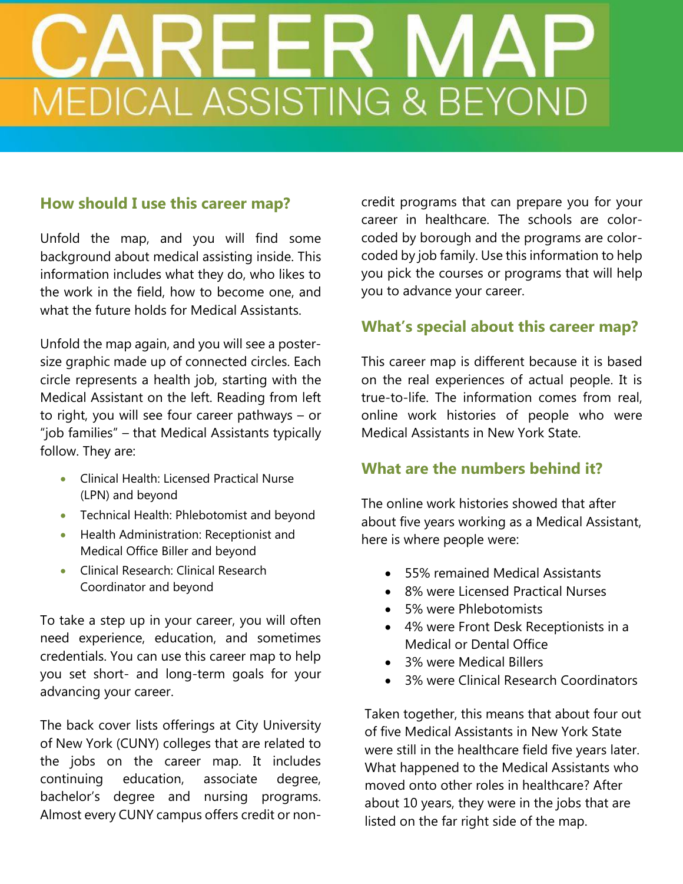# CAREER MAP

## MEDICAL ASSISTING & BEYOND

### How should I use this career map?

Unfold the map, and you will find some background about medical assisting inside. This information includes what they do, who likes to the work in the field, how to become one, and what the future holds for Medical Assistants.

Unfold the map again, and you will see a poster-size graphic made up of connected circles. Each circle represents a health job, starting with the Medical Assistant on the left. Reading from left to right, you will see four career pathways – or "job families" – that Medical Assistants typically follow. They are:

- Clinical Health: Licensed Practical Nurse (LPN) and beyond
- Technical Health: Phlebotomist and beyond
- Health Administration: Receptionist and Medical Office Biller and beyond
- Clinical Research: Clinical Research Coordinator and beyond

To take a step up in your career, you will often need experience, education, and sometimes credentials. You can use this career map to help you set short- and long-term goals for your advancing your career.

The back cover lists offerings at City University of New York (CUNY) colleges that are related to the jobs on the career map. It includes continuing education, associate degree, bachelor's degree and nursing programs. Almost every CUNY campus offers credit or non-credit programs that can prepare you for your career in healthcare. The schools are color-coded by borough and the programs are color-coded by job family. Use this information to help you pick the courses or programs that will help you to advance your career.

### What's special about this career map?

This career map is different because it is based on the real experiences of actual people. It is true-to-life. The information comes from real, online work histories of people who were Medical Assistants in New York State.

### What are the numbers behind it?

The online work histories showed that after about five years working as a Medical Assistant, here is where people were:

- 55% remained Medical Assistants
- 8% were Licensed Practical Nurses
- 5% were Phlebotomists
- 4% were Front Desk Receptionists in a Medical or Dental Office
- 3% were Medical Billers
- 3% were Clinical Research Coordinators

Taken together, this means that about four out of five Medical Assistants in New York State were still in the healthcare field five years later. What happened to the Medical Assistants who moved onto other roles in healthcare? After about 10 years, they were in the jobs that are listed on the far right side of the map.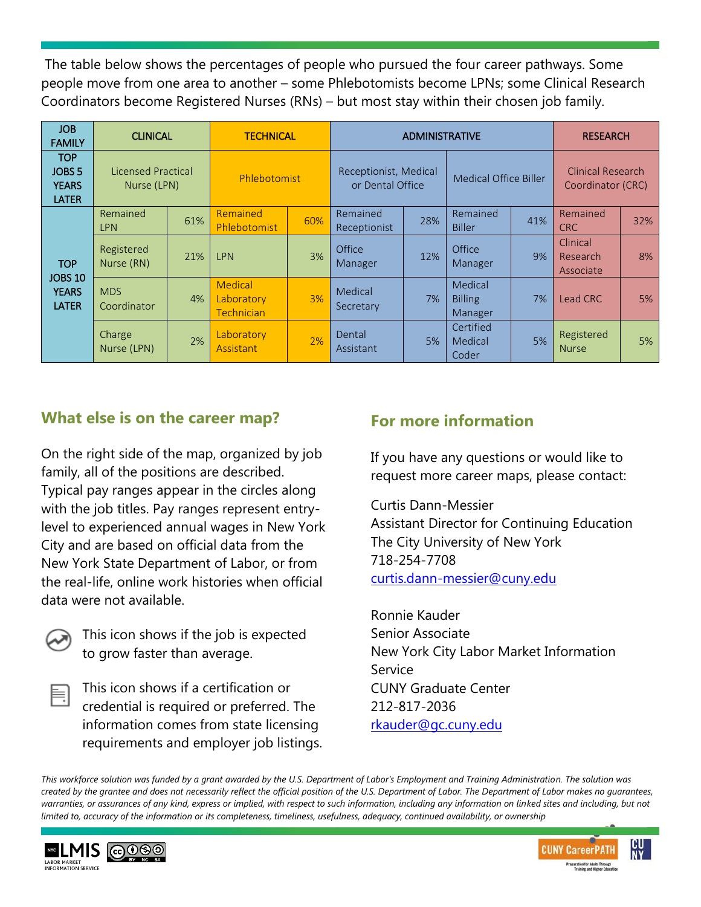The table below shows the percentages of people who pursued the four career pathways. Some people move from one area to another – some Phlebotomists become LPNs; some Clinical Research Coordinators become Registered Nurses (RNs) – but most stay within their chosen job family.

| JOB FAMILY | CLINICAL | | TECHNICAL | | ADMINISTRATIVE | | | | RESEARCH | |
|---|---|---|---|---|---|---|---|---|---|---|
| TOP JOBS 5 YEARS LATER | Licensed Practical Nurse (LPN) | | Phlebotomist | | Receptionist, Medical or Dental Office | | Medical Office Biller | | Clinical Research Coordinator (CRC) | |
| TOP JOBS 10 YEARS LATER | Remained LPN | 61% | Remained Phlebotomist | 60% | Remained Receptionist | 28% | Remained Biller | 41% | Remained CRC | 32% |
| | Registered Nurse (RN) | 21% | LPN | 3% | Office Manager | 12% | Office Manager | 9% | Clinical Research Associate | 8% |
| | MDS Coordinator | 4% | Medical Laboratory Technician | 3% | Medical Secretary | 7% | Medical Billing Manager | 7% | Lead CRC | 5% |
| | Charge Nurse (LPN) | 2% | Laboratory Assistant | 2% | Dental Assistant | 5% | Certified Medical Coder | 5% | Registered Nurse | 5% |

## What else is on the career map?

On the right side of the map, organized by job family, all of the positions are described. Typical pay ranges appear in the circles along with the job titles. Pay ranges represent entry-level to experienced annual wages in New York City and are based on official data from the New York State Department of Labor, or from the real-life, online work histories when official data were not available.

This icon shows if the job is expected to grow faster than average.

This icon shows if a certification or credential is required or preferred. The information comes from state licensing requirements and employer job listings.

## For more information

If you have any questions or would like to request more career maps, please contact:

Curtis Dann-Messier
Assistant Director for Continuing Education
The City University of New York
718-254-7708
curtis.dann-messier@cuny.edu

Ronnie Kauder
Senior Associate
New York City Labor Market Information Service
CUNY Graduate Center
212-817-2036
rkauder@gc.cuny.edu

*This workforce solution was funded by a grant awarded by the U.S. Department of Labor's Employment and Training Administration. The solution was created by the grantee and does not necessarily reflect the official position of the U.S. Department of Labor. The Department of Labor makes no guarantees, warranties, or assurances of any kind, express or implied, with respect to such information, including any information on linked sites and including, but not limited to, accuracy of the information or its completeness, timeliness, usefulness, adequacy, continued availability, or ownership*